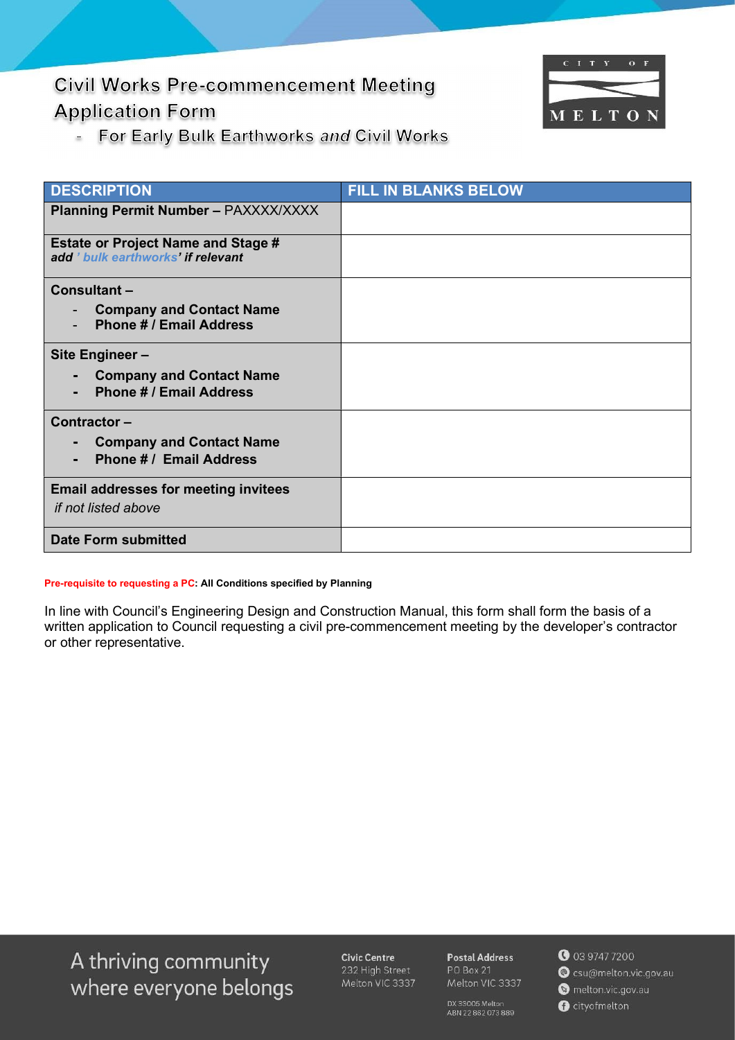# Civil Works Pre-commencement Meeting Application Form

## - For Early Bulk Earthworks *and* Civil Works

| DESCRIPTION | FILL IN BLANKS BELOW |
|---|---|
| **Planning Permit Number –** PAXXXX/XXXX | |
| **Estate or Project Name and Stage #** ***add ' bulk earthworks' if relevant*** | |
| **Consultant –** <br> - **Company and Contact Name** <br> - **Phone # / Email Address** | |
| **Site Engineer –** <br> - **Company and Contact Name** <br> - **Phone # / Email Address** | |
| **Contractor –** <br> - **Company and Contact Name** <br> - **Phone # / Email Address** | |
| **Email addresses for meeting invitees** <br> *if not listed above* | |
| **Date Form submitted** | |

**Pre-requisite to requesting a PC: All Conditions specified by Planning**

In line with Council's Engineering Design and Construction Manual, this form shall form the basis of a written application to Council requesting a civil pre-commencement meeting by the developer's contractor or other representative.

A thriving community where everyone belongs

**Civic Centre**
232 High Street
Melton VIC 3337

**Postal Address**
PO Box 21
Melton VIC 3337

DX 33005 Melton
ABN 22 862 073 889

03 9747 7200
csu@melton.vic.gov.au
melton.vic.gov.au
cityofmelton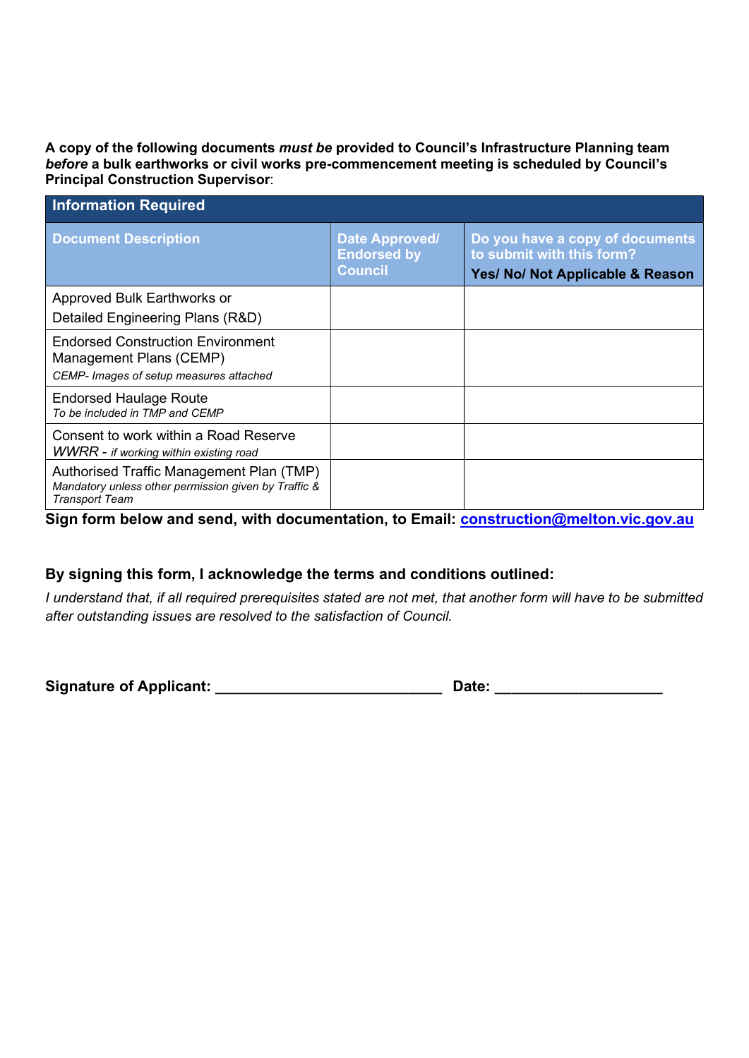**A copy of the following documents *must be* provided to Council's Infrastructure Planning team *before* a bulk earthworks or civil works pre-commencement meeting is scheduled by Council's Principal Construction Supervisor**:

| **Information Required** | | |
|---|---|---|
| **Document Description** | **Date Approved/ Endorsed by Council** | **Do you have a copy of documents to submit with this form?**<br>**Yes/ No/ Not Applicable & Reason** |
| Approved Bulk Earthworks or<br>Detailed Engineering Plans (R&D) | | |
| Endorsed Construction Environment Management Plans (CEMP)<br>*CEMP- Images of setup measures attached* | | |
| Endorsed Haulage Route<br>*To be included in TMP and CEMP* | | |
| Consent to work within a Road Reserve<br>*WWRR - if working within existing road* | | |
| Authorised Traffic Management Plan (TMP)<br>*Mandatory unless other permission given by Traffic & Transport Team* | | |

**Sign form below and send, with documentation, to Email: construction@melton.vic.gov.au**

**By signing this form, I acknowledge the terms and conditions outlined:**

*I understand that, if all required prerequisites stated are not met, that another form will have to be submitted after outstanding issues are resolved to the satisfaction of Council.*

**Signature of Applicant: ___________________________ Date: ____________________**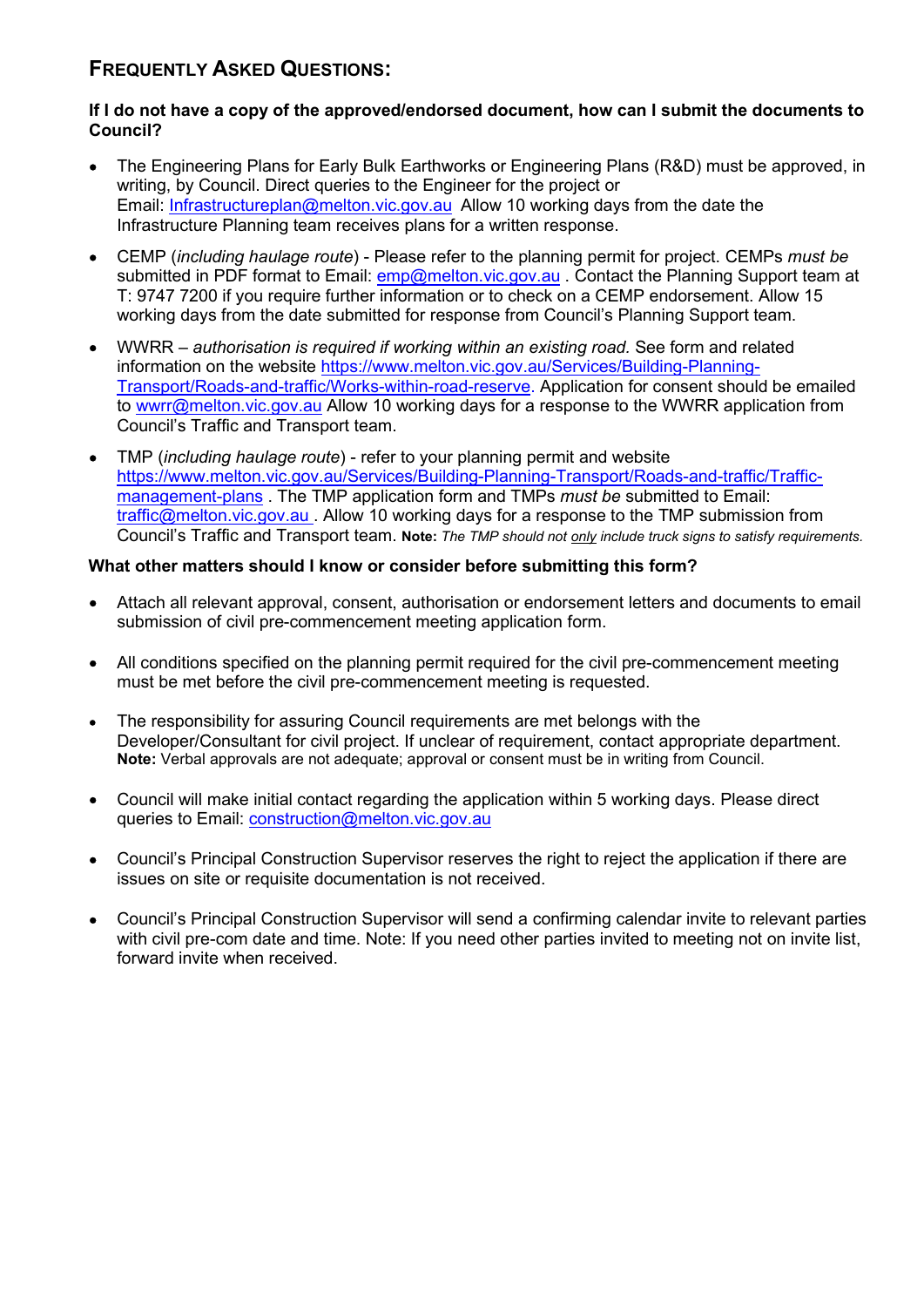## FREQUENTLY ASKED QUESTIONS:

**If I do not have a copy of the approved/endorsed document, how can I submit the documents to Council?**

- The Engineering Plans for Early Bulk Earthworks or Engineering Plans (R&D) must be approved, in writing, by Council. Direct queries to the Engineer for the project or Email: Infrastructureplan@melton.vic.gov.au Allow 10 working days from the date the Infrastructure Planning team receives plans for a written response.
- CEMP (*including haulage route*) - Please refer to the planning permit for project. CEMPs *must be* submitted in PDF format to Email: emp@melton.vic.gov.au . Contact the Planning Support team at T: 9747 7200 if you require further information or to check on a CEMP endorsement. Allow 15 working days from the date submitted for response from Council's Planning Support team.
- WWRR – *authorisation is required if working within an existing road.* See form and related information on the website https://www.melton.vic.gov.au/Services/Building-Planning-Transport/Roads-and-traffic/Works-within-road-reserve. Application for consent should be emailed to wwrr@melton.vic.gov.au Allow 10 working days for a response to the WWRR application from Council's Traffic and Transport team.
- TMP (*including haulage route*) - refer to your planning permit and website https://www.melton.vic.gov.au/Services/Building-Planning-Transport/Roads-and-traffic/Traffic-management-plans . The TMP application form and TMPs *must be* submitted to Email: traffic@melton.vic.gov.au . Allow 10 working days for a response to the TMP submission from Council's Traffic and Transport team. **Note:** *The TMP should not only include truck signs to satisfy requirements.*

**What other matters should I know or consider before submitting this form?**

- Attach all relevant approval, consent, authorisation or endorsement letters and documents to email submission of civil pre-commencement meeting application form.
- All conditions specified on the planning permit required for the civil pre-commencement meeting must be met before the civil pre-commencement meeting is requested.
- The responsibility for assuring Council requirements are met belongs with the Developer/Consultant for civil project. If unclear of requirement, contact appropriate department. **Note:** Verbal approvals are not adequate; approval or consent must be in writing from Council.
- Council will make initial contact regarding the application within 5 working days. Please direct queries to Email: construction@melton.vic.gov.au
- Council's Principal Construction Supervisor reserves the right to reject the application if there are issues on site or requisite documentation is not received.
- Council's Principal Construction Supervisor will send a confirming calendar invite to relevant parties with civil pre-com date and time. Note: If you need other parties invited to meeting not on invite list, forward invite when received.